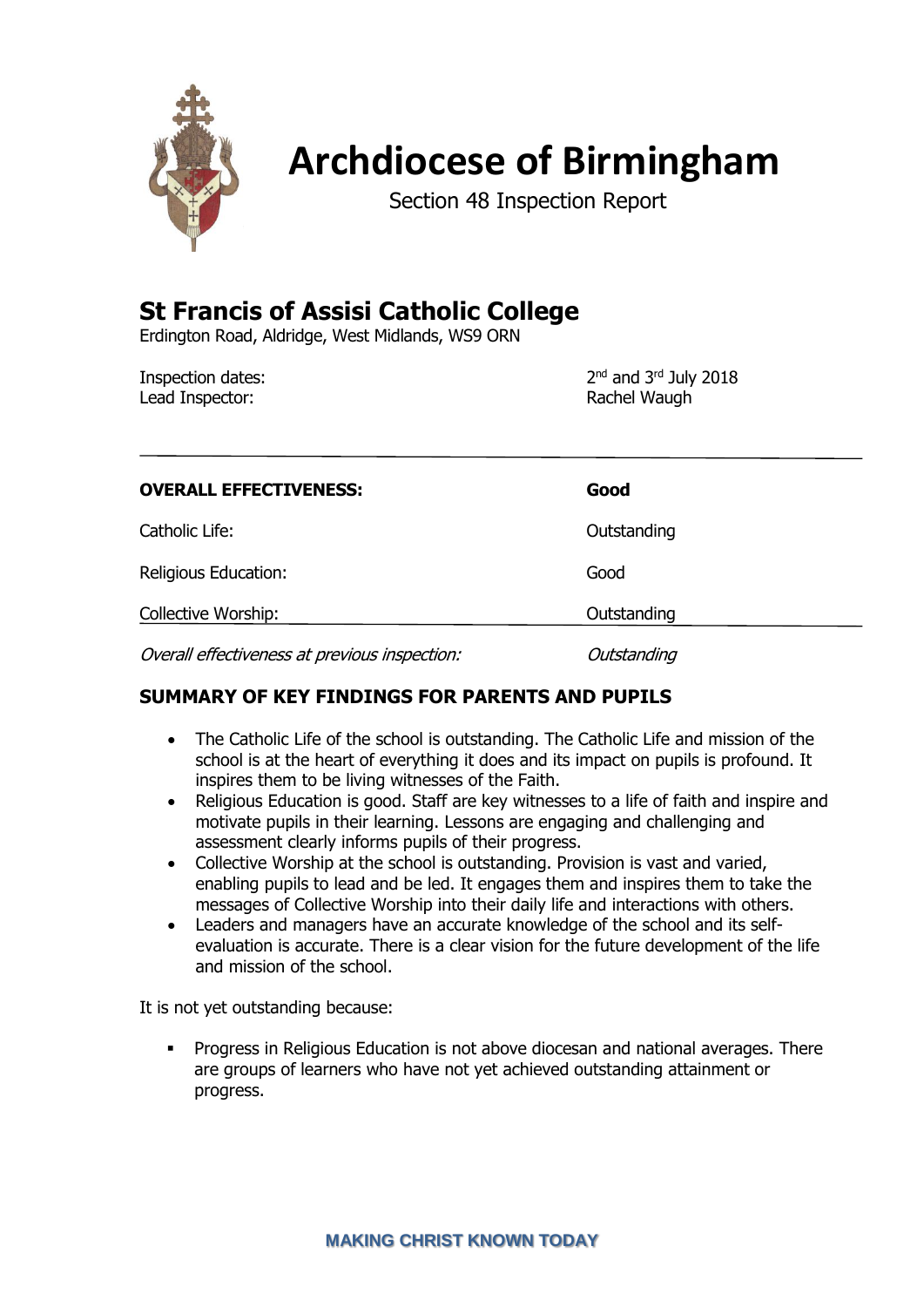# Archdiocese of Birmingham

Section 48 Inspection Report

## St Francis of Assisi Catholic College

Erdington Road, Aldridge, West Midlands, WS9 ORN

| | |
|---|---|
| Inspection dates: | 2nd and 3rd July 2018 |
| Lead Inspector: | Rachel Waugh |

| | |
|---|---|
| **OVERALL EFFECTIVENESS:** | **Good** |
| Catholic Life: | Outstanding |
| Religious Education: | Good |
| Collective Worship: | Outstanding |
| *Overall effectiveness at previous inspection:* | *Outstanding* |

### SUMMARY OF KEY FINDINGS FOR PARENTS AND PUPILS

- The Catholic Life of the school is outstanding. The Catholic Life and mission of the school is at the heart of everything it does and its impact on pupils is profound. It inspires them to be living witnesses of the Faith.
- Religious Education is good. Staff are key witnesses to a life of faith and inspire and motivate pupils in their learning. Lessons are engaging and challenging and assessment clearly informs pupils of their progress.
- Collective Worship at the school is outstanding. Provision is vast and varied, enabling pupils to lead and be led. It engages them and inspires them to take the messages of Collective Worship into their daily life and interactions with others.
- Leaders and managers have an accurate knowledge of the school and its self-evaluation is accurate. There is a clear vision for the future development of the life and mission of the school.

It is not yet outstanding because:

- Progress in Religious Education is not above diocesan and national averages. There are groups of learners who have not yet achieved outstanding attainment or progress.

MAKING CHRIST KNOWN TODAY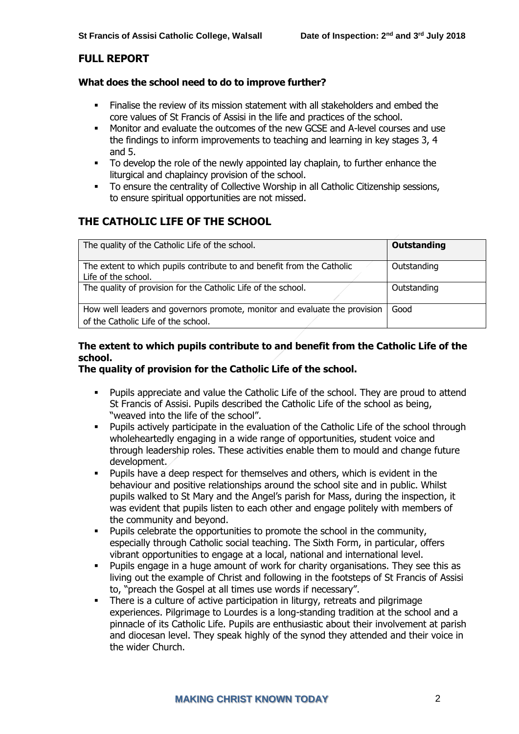## FULL REPORT

### What does the school need to do to improve further?

- Finalise the review of its mission statement with all stakeholders and embed the core values of St Francis of Assisi in the life and practices of the school.
- Monitor and evaluate the outcomes of the new GCSE and A-level courses and use the findings to inform improvements to teaching and learning in key stages 3, 4 and 5.
- To develop the role of the newly appointed lay chaplain, to further enhance the liturgical and chaplaincy provision of the school.
- To ensure the centrality of Collective Worship in all Catholic Citizenship sessions, to ensure spiritual opportunities are not missed.

## THE CATHOLIC LIFE OF THE SCHOOL

| The quality of the Catholic Life of the school. | **Outstanding** |
|---|---|
| The extent to which pupils contribute to and benefit from the Catholic Life of the school. | Outstanding |
| The quality of provision for the Catholic Life of the school. | Outstanding |
| How well leaders and governors promote, monitor and evaluate the provision of the Catholic Life of the school. | Good |

### The extent to which pupils contribute to and benefit from the Catholic Life of the school.
### The quality of provision for the Catholic Life of the school.

- Pupils appreciate and value the Catholic Life of the school. They are proud to attend St Francis of Assisi. Pupils described the Catholic Life of the school as being, "weaved into the life of the school".
- Pupils actively participate in the evaluation of the Catholic Life of the school through wholeheartedly engaging in a wide range of opportunities, student voice and through leadership roles. These activities enable them to mould and change future development.
- Pupils have a deep respect for themselves and others, which is evident in the behaviour and positive relationships around the school site and in public. Whilst pupils walked to St Mary and the Angel's parish for Mass, during the inspection, it was evident that pupils listen to each other and engage politely with members of the community and beyond.
- Pupils celebrate the opportunities to promote the school in the community, especially through Catholic social teaching. The Sixth Form, in particular, offers vibrant opportunities to engage at a local, national and international level.
- Pupils engage in a huge amount of work for charity organisations. They see this as living out the example of Christ and following in the footsteps of St Francis of Assisi to, "preach the Gospel at all times use words if necessary".
- There is a culture of active participation in liturgy, retreats and pilgrimage experiences. Pilgrimage to Lourdes is a long-standing tradition at the school and a pinnacle of its Catholic Life. Pupils are enthusiastic about their involvement at parish and diocesan level. They speak highly of the synod they attended and their voice in the wider Church.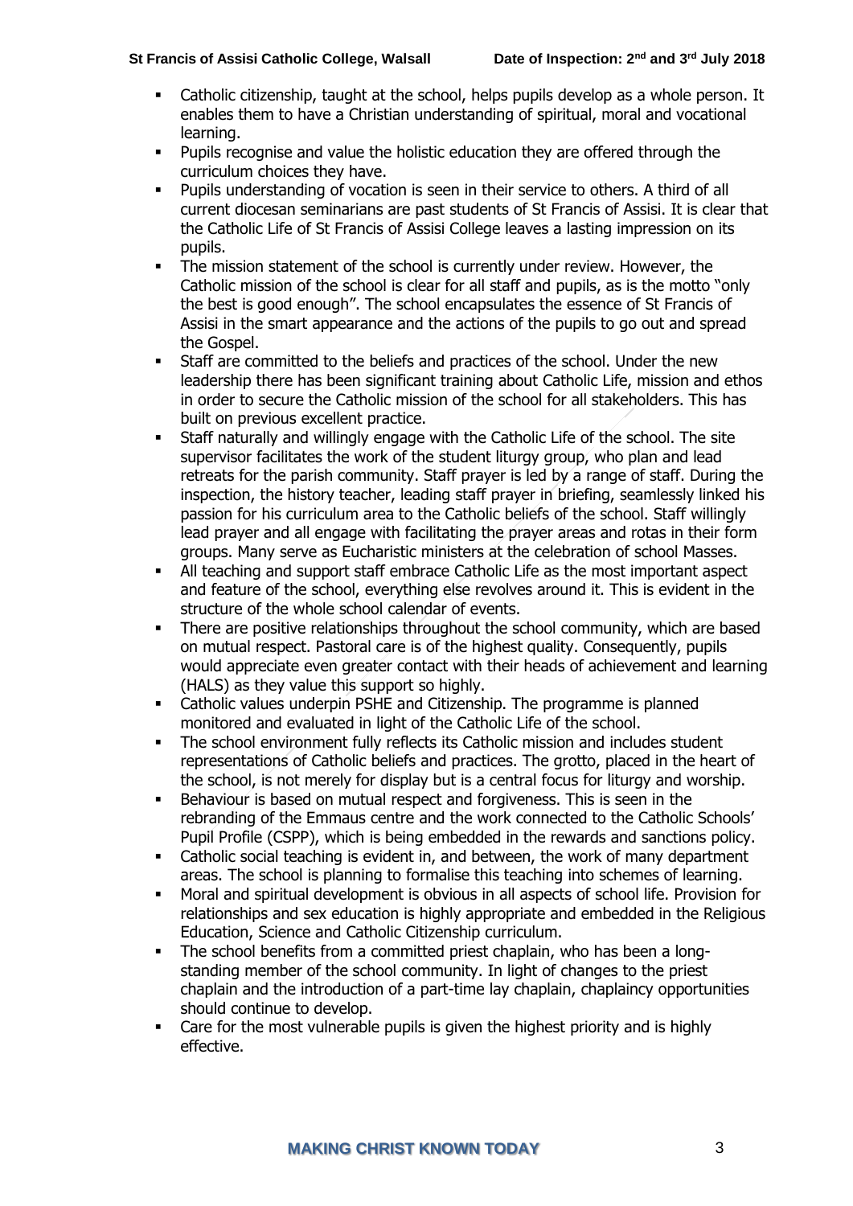- Catholic citizenship, taught at the school, helps pupils develop as a whole person. It enables them to have a Christian understanding of spiritual, moral and vocational learning.
- Pupils recognise and value the holistic education they are offered through the curriculum choices they have.
- Pupils understanding of vocation is seen in their service to others. A third of all current diocesan seminarians are past students of St Francis of Assisi. It is clear that the Catholic Life of St Francis of Assisi College leaves a lasting impression on its pupils.
- The mission statement of the school is currently under review. However, the Catholic mission of the school is clear for all staff and pupils, as is the motto "only the best is good enough". The school encapsulates the essence of St Francis of Assisi in the smart appearance and the actions of the pupils to go out and spread the Gospel.
- Staff are committed to the beliefs and practices of the school. Under the new leadership there has been significant training about Catholic Life, mission and ethos in order to secure the Catholic mission of the school for all stakeholders. This has built on previous excellent practice.
- Staff naturally and willingly engage with the Catholic Life of the school. The site supervisor facilitates the work of the student liturgy group, who plan and lead retreats for the parish community. Staff prayer is led by a range of staff. During the inspection, the history teacher, leading staff prayer in briefing, seamlessly linked his passion for his curriculum area to the Catholic beliefs of the school. Staff willingly lead prayer and all engage with facilitating the prayer areas and rotas in their form groups. Many serve as Eucharistic ministers at the celebration of school Masses.
- All teaching and support staff embrace Catholic Life as the most important aspect and feature of the school, everything else revolves around it. This is evident in the structure of the whole school calendar of events.
- There are positive relationships throughout the school community, which are based on mutual respect. Pastoral care is of the highest quality. Consequently, pupils would appreciate even greater contact with their heads of achievement and learning (HALS) as they value this support so highly.
- Catholic values underpin PSHE and Citizenship. The programme is planned monitored and evaluated in light of the Catholic Life of the school.
- The school environment fully reflects its Catholic mission and includes student representations of Catholic beliefs and practices. The grotto, placed in the heart of the school, is not merely for display but is a central focus for liturgy and worship.
- Behaviour is based on mutual respect and forgiveness. This is seen in the rebranding of the Emmaus centre and the work connected to the Catholic Schools' Pupil Profile (CSPP), which is being embedded in the rewards and sanctions policy.
- Catholic social teaching is evident in, and between, the work of many department areas. The school is planning to formalise this teaching into schemes of learning.
- Moral and spiritual development is obvious in all aspects of school life. Provision for relationships and sex education is highly appropriate and embedded in the Religious Education, Science and Catholic Citizenship curriculum.
- The school benefits from a committed priest chaplain, who has been a long-standing member of the school community. In light of changes to the priest chaplain and the introduction of a part-time lay chaplain, chaplaincy opportunities should continue to develop.
- Care for the most vulnerable pupils is given the highest priority and is highly effective.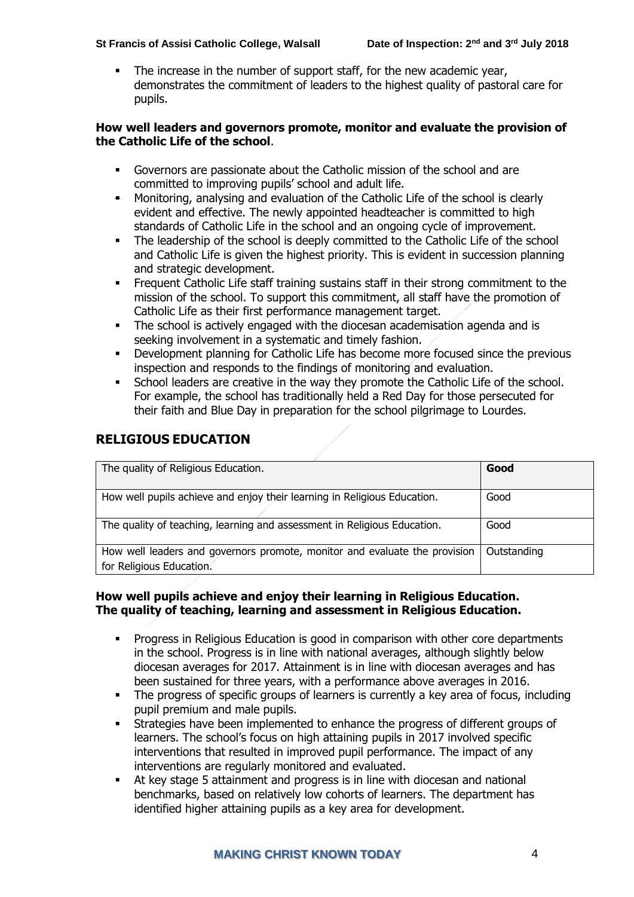- The increase in the number of support staff, for the new academic year, demonstrates the commitment of leaders to the highest quality of pastoral care for pupils.

**How well leaders and governors promote, monitor and evaluate the provision of the Catholic Life of the school**.

- Governors are passionate about the Catholic mission of the school and are committed to improving pupils' school and adult life.
- Monitoring, analysing and evaluation of the Catholic Life of the school is clearly evident and effective. The newly appointed headteacher is committed to high standards of Catholic Life in the school and an ongoing cycle of improvement.
- The leadership of the school is deeply committed to the Catholic Life of the school and Catholic Life is given the highest priority. This is evident in succession planning and strategic development.
- Frequent Catholic Life staff training sustains staff in their strong commitment to the mission of the school. To support this commitment, all staff have the promotion of Catholic Life as their first performance management target.
- The school is actively engaged with the diocesan academisation agenda and is seeking involvement in a systematic and timely fashion.
- Development planning for Catholic Life has become more focused since the previous inspection and responds to the findings of monitoring and evaluation.
- School leaders are creative in the way they promote the Catholic Life of the school. For example, the school has traditionally held a Red Day for those persecuted for their faith and Blue Day in preparation for the school pilgrimage to Lourdes.

## RELIGIOUS EDUCATION

| The quality of Religious Education. | **Good** |
|---|---|
| How well pupils achieve and enjoy their learning in Religious Education. | Good |
| The quality of teaching, learning and assessment in Religious Education. | Good |
| How well leaders and governors promote, monitor and evaluate the provision for Religious Education. | Outstanding |

**How well pupils achieve and enjoy their learning in Religious Education.**
**The quality of teaching, learning and assessment in Religious Education.**

- Progress in Religious Education is good in comparison with other core departments in the school. Progress is in line with national averages, although slightly below diocesan averages for 2017. Attainment is in line with diocesan averages and has been sustained for three years, with a performance above averages in 2016.
- The progress of specific groups of learners is currently a key area of focus, including pupil premium and male pupils.
- Strategies have been implemented to enhance the progress of different groups of learners. The school's focus on high attaining pupils in 2017 involved specific interventions that resulted in improved pupil performance. The impact of any interventions are regularly monitored and evaluated.
- At key stage 5 attainment and progress is in line with diocesan and national benchmarks, based on relatively low cohorts of learners. The department has identified higher attaining pupils as a key area for development.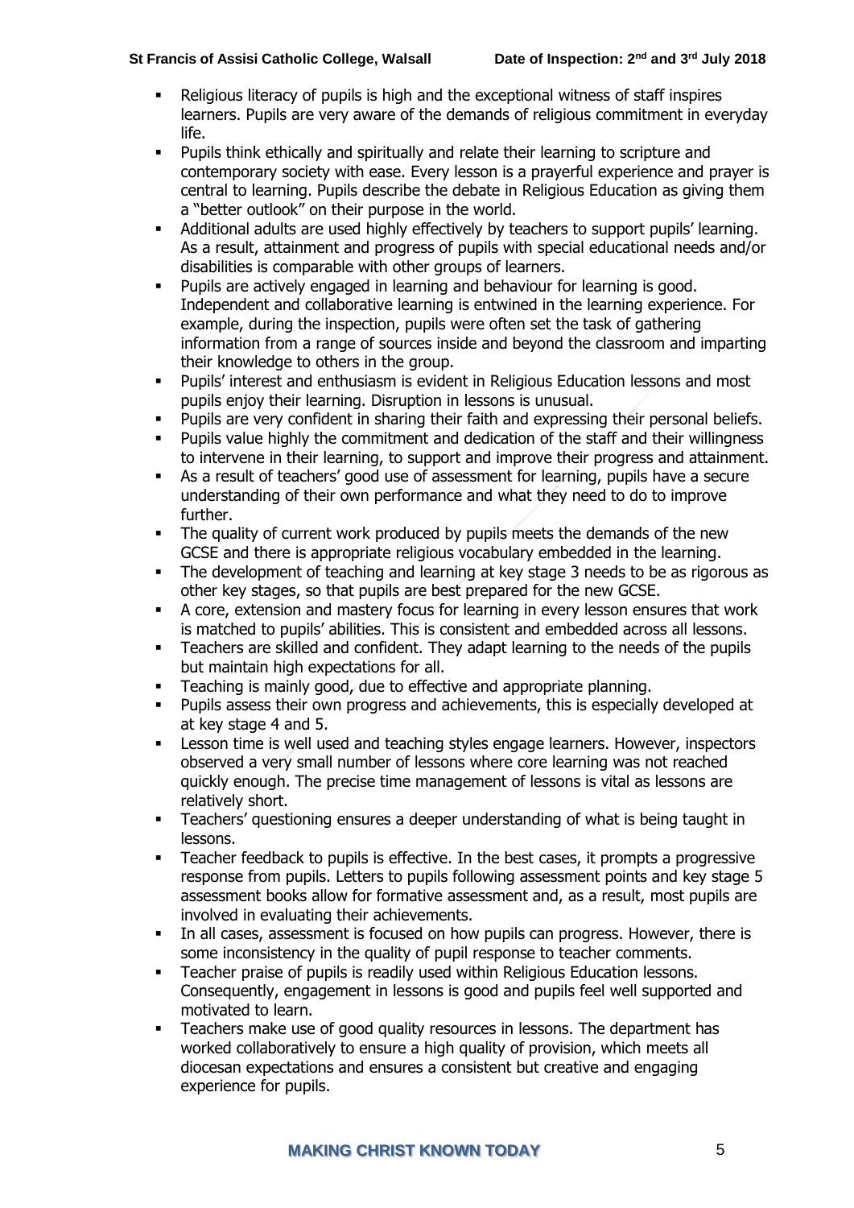- Religious literacy of pupils is high and the exceptional witness of staff inspires learners. Pupils are very aware of the demands of religious commitment in everyday life.
- Pupils think ethically and spiritually and relate their learning to scripture and contemporary society with ease. Every lesson is a prayerful experience and prayer is central to learning. Pupils describe the debate in Religious Education as giving them a "better outlook" on their purpose in the world.
- Additional adults are used highly effectively by teachers to support pupils' learning. As a result, attainment and progress of pupils with special educational needs and/or disabilities is comparable with other groups of learners.
- Pupils are actively engaged in learning and behaviour for learning is good. Independent and collaborative learning is entwined in the learning experience. For example, during the inspection, pupils were often set the task of gathering information from a range of sources inside and beyond the classroom and imparting their knowledge to others in the group.
- Pupils' interest and enthusiasm is evident in Religious Education lessons and most pupils enjoy their learning. Disruption in lessons is unusual.
- Pupils are very confident in sharing their faith and expressing their personal beliefs.
- Pupils value highly the commitment and dedication of the staff and their willingness to intervene in their learning, to support and improve their progress and attainment.
- As a result of teachers' good use of assessment for learning, pupils have a secure understanding of their own performance and what they need to do to improve further.
- The quality of current work produced by pupils meets the demands of the new GCSE and there is appropriate religious vocabulary embedded in the learning.
- The development of teaching and learning at key stage 3 needs to be as rigorous as other key stages, so that pupils are best prepared for the new GCSE.
- A core, extension and mastery focus for learning in every lesson ensures that work is matched to pupils' abilities. This is consistent and embedded across all lessons.
- Teachers are skilled and confident. They adapt learning to the needs of the pupils but maintain high expectations for all.
- Teaching is mainly good, due to effective and appropriate planning.
- Pupils assess their own progress and achievements, this is especially developed at at key stage 4 and 5.
- Lesson time is well used and teaching styles engage learners. However, inspectors observed a very small number of lessons where core learning was not reached quickly enough. The precise time management of lessons is vital as lessons are relatively short.
- Teachers' questioning ensures a deeper understanding of what is being taught in lessons.
- Teacher feedback to pupils is effective. In the best cases, it prompts a progressive response from pupils. Letters to pupils following assessment points and key stage 5 assessment books allow for formative assessment and, as a result, most pupils are involved in evaluating their achievements.
- In all cases, assessment is focused on how pupils can progress. However, there is some inconsistency in the quality of pupil response to teacher comments.
- Teacher praise of pupils is readily used within Religious Education lessons. Consequently, engagement in lessons is good and pupils feel well supported and motivated to learn.
- Teachers make use of good quality resources in lessons. The department has worked collaboratively to ensure a high quality of provision, which meets all diocesan expectations and ensures a consistent but creative and engaging experience for pupils.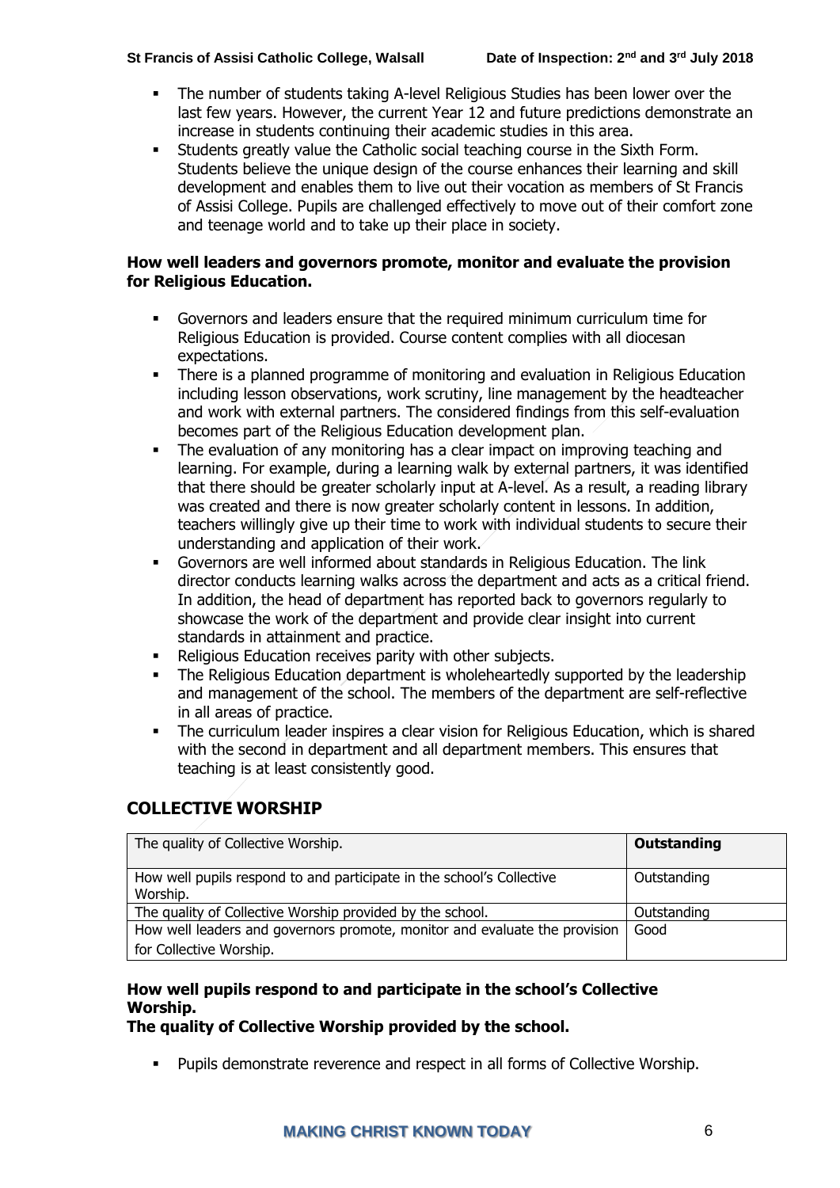- The number of students taking A-level Religious Studies has been lower over the last few years. However, the current Year 12 and future predictions demonstrate an increase in students continuing their academic studies in this area.
- Students greatly value the Catholic social teaching course in the Sixth Form. Students believe the unique design of the course enhances their learning and skill development and enables them to live out their vocation as members of St Francis of Assisi College. Pupils are challenged effectively to move out of their comfort zone and teenage world and to take up their place in society.

**How well leaders and governors promote, monitor and evaluate the provision for Religious Education.**

- Governors and leaders ensure that the required minimum curriculum time for Religious Education is provided. Course content complies with all diocesan expectations.
- There is a planned programme of monitoring and evaluation in Religious Education including lesson observations, work scrutiny, line management by the headteacher and work with external partners. The considered findings from this self-evaluation becomes part of the Religious Education development plan.
- The evaluation of any monitoring has a clear impact on improving teaching and learning. For example, during a learning walk by external partners, it was identified that there should be greater scholarly input at A-level. As a result, a reading library was created and there is now greater scholarly content in lessons. In addition, teachers willingly give up their time to work with individual students to secure their understanding and application of their work.
- Governors are well informed about standards in Religious Education. The link director conducts learning walks across the department and acts as a critical friend. In addition, the head of department has reported back to governors regularly to showcase the work of the department and provide clear insight into current standards in attainment and practice.
- Religious Education receives parity with other subjects.
- The Religious Education department is wholeheartedly supported by the leadership and management of the school. The members of the department are self-reflective in all areas of practice.
- The curriculum leader inspires a clear vision for Religious Education, which is shared with the second in department and all department members. This ensures that teaching is at least consistently good.

## COLLECTIVE WORSHIP

| The quality of Collective Worship. | **Outstanding** |
|---|---|
| How well pupils respond to and participate in the school's Collective Worship. | Outstanding |
| The quality of Collective Worship provided by the school. | Outstanding |
| How well leaders and governors promote, monitor and evaluate the provision for Collective Worship. | Good |

**How well pupils respond to and participate in the school's Collective Worship.**
**The quality of Collective Worship provided by the school.**

- Pupils demonstrate reverence and respect in all forms of Collective Worship.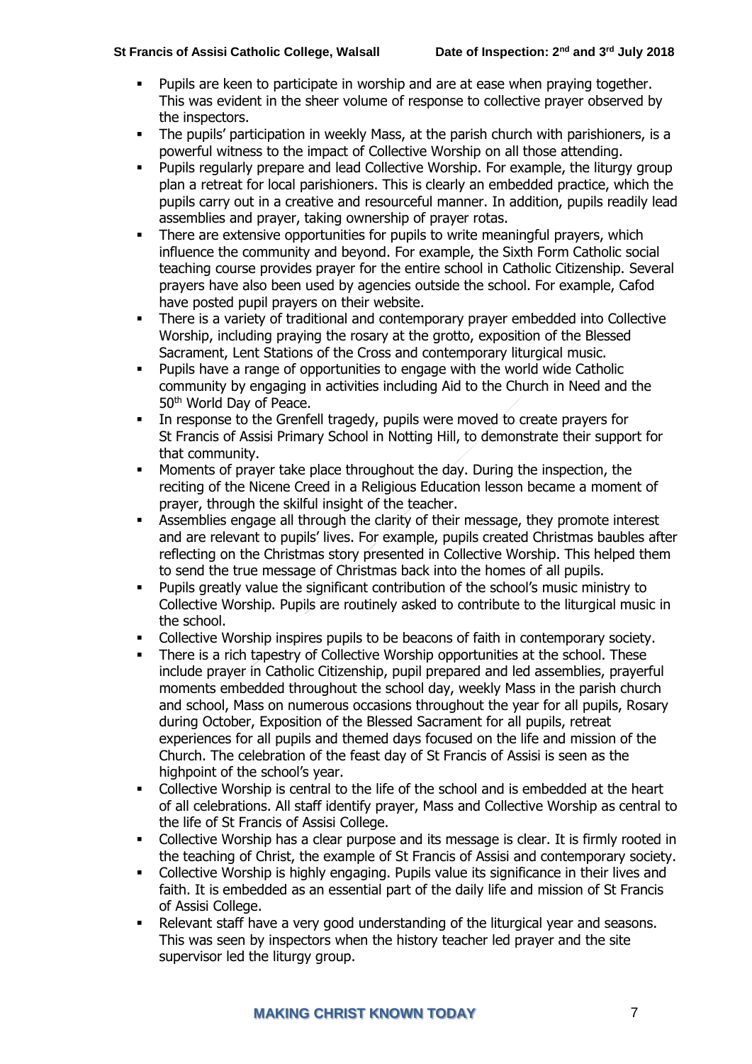- Pupils are keen to participate in worship and are at ease when praying together. This was evident in the sheer volume of response to collective prayer observed by the inspectors.
- The pupils' participation in weekly Mass, at the parish church with parishioners, is a powerful witness to the impact of Collective Worship on all those attending.
- Pupils regularly prepare and lead Collective Worship. For example, the liturgy group plan a retreat for local parishioners. This is clearly an embedded practice, which the pupils carry out in a creative and resourceful manner. In addition, pupils readily lead assemblies and prayer, taking ownership of prayer rotas.
- There are extensive opportunities for pupils to write meaningful prayers, which influence the community and beyond. For example, the Sixth Form Catholic social teaching course provides prayer for the entire school in Catholic Citizenship. Several prayers have also been used by agencies outside the school. For example, Cafod have posted pupil prayers on their website.
- There is a variety of traditional and contemporary prayer embedded into Collective Worship, including praying the rosary at the grotto, exposition of the Blessed Sacrament, Lent Stations of the Cross and contemporary liturgical music.
- Pupils have a range of opportunities to engage with the world wide Catholic community by engaging in activities including Aid to the Church in Need and the 50th World Day of Peace.
- In response to the Grenfell tragedy, pupils were moved to create prayers for St Francis of Assisi Primary School in Notting Hill, to demonstrate their support for that community.
- Moments of prayer take place throughout the day. During the inspection, the reciting of the Nicene Creed in a Religious Education lesson became a moment of prayer, through the skilful insight of the teacher.
- Assemblies engage all through the clarity of their message, they promote interest and are relevant to pupils' lives. For example, pupils created Christmas baubles after reflecting on the Christmas story presented in Collective Worship. This helped them to send the true message of Christmas back into the homes of all pupils.
- Pupils greatly value the significant contribution of the school's music ministry to Collective Worship. Pupils are routinely asked to contribute to the liturgical music in the school.
- Collective Worship inspires pupils to be beacons of faith in contemporary society.
- There is a rich tapestry of Collective Worship opportunities at the school. These include prayer in Catholic Citizenship, pupil prepared and led assemblies, prayerful moments embedded throughout the school day, weekly Mass in the parish church and school, Mass on numerous occasions throughout the year for all pupils, Rosary during October, Exposition of the Blessed Sacrament for all pupils, retreat experiences for all pupils and themed days focused on the life and mission of the Church. The celebration of the feast day of St Francis of Assisi is seen as the highpoint of the school's year.
- Collective Worship is central to the life of the school and is embedded at the heart of all celebrations. All staff identify prayer, Mass and Collective Worship as central to the life of St Francis of Assisi College.
- Collective Worship has a clear purpose and its message is clear. It is firmly rooted in the teaching of Christ, the example of St Francis of Assisi and contemporary society.
- Collective Worship is highly engaging. Pupils value its significance in their lives and faith. It is embedded as an essential part of the daily life and mission of St Francis of Assisi College.
- Relevant staff have a very good understanding of the liturgical year and seasons. This was seen by inspectors when the history teacher led prayer and the site supervisor led the liturgy group.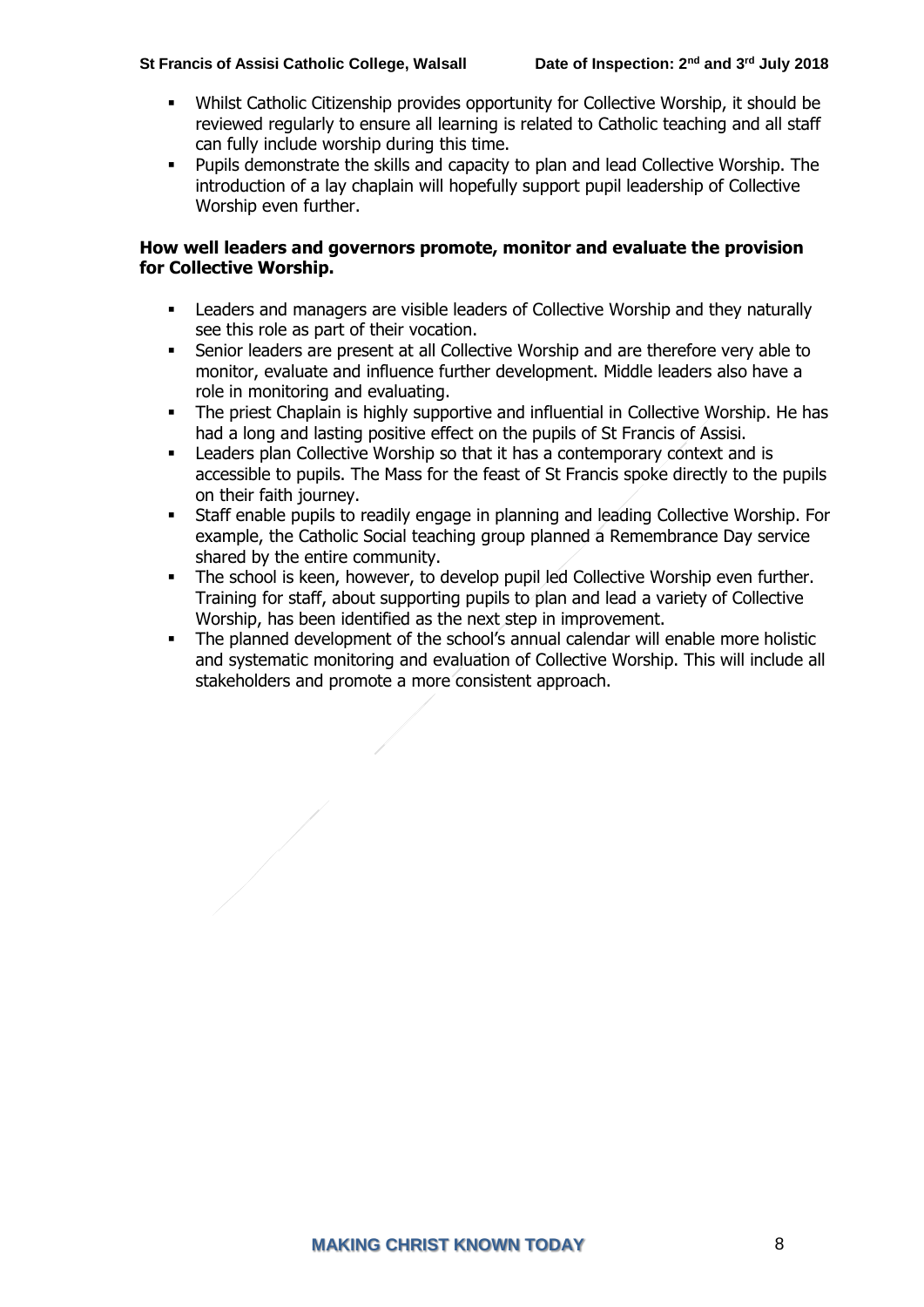- Whilst Catholic Citizenship provides opportunity for Collective Worship, it should be reviewed regularly to ensure all learning is related to Catholic teaching and all staff can fully include worship during this time.
- Pupils demonstrate the skills and capacity to plan and lead Collective Worship. The introduction of a lay chaplain will hopefully support pupil leadership of Collective Worship even further.

**How well leaders and governors promote, monitor and evaluate the provision for Collective Worship.**

- Leaders and managers are visible leaders of Collective Worship and they naturally see this role as part of their vocation.
- Senior leaders are present at all Collective Worship and are therefore very able to monitor, evaluate and influence further development. Middle leaders also have a role in monitoring and evaluating.
- The priest Chaplain is highly supportive and influential in Collective Worship. He has had a long and lasting positive effect on the pupils of St Francis of Assisi.
- Leaders plan Collective Worship so that it has a contemporary context and is accessible to pupils. The Mass for the feast of St Francis spoke directly to the pupils on their faith journey.
- Staff enable pupils to readily engage in planning and leading Collective Worship. For example, the Catholic Social teaching group planned a Remembrance Day service shared by the entire community.
- The school is keen, however, to develop pupil led Collective Worship even further. Training for staff, about supporting pupils to plan and lead a variety of Collective Worship, has been identified as the next step in improvement.
- The planned development of the school's annual calendar will enable more holistic and systematic monitoring and evaluation of Collective Worship. This will include all stakeholders and promote a more consistent approach.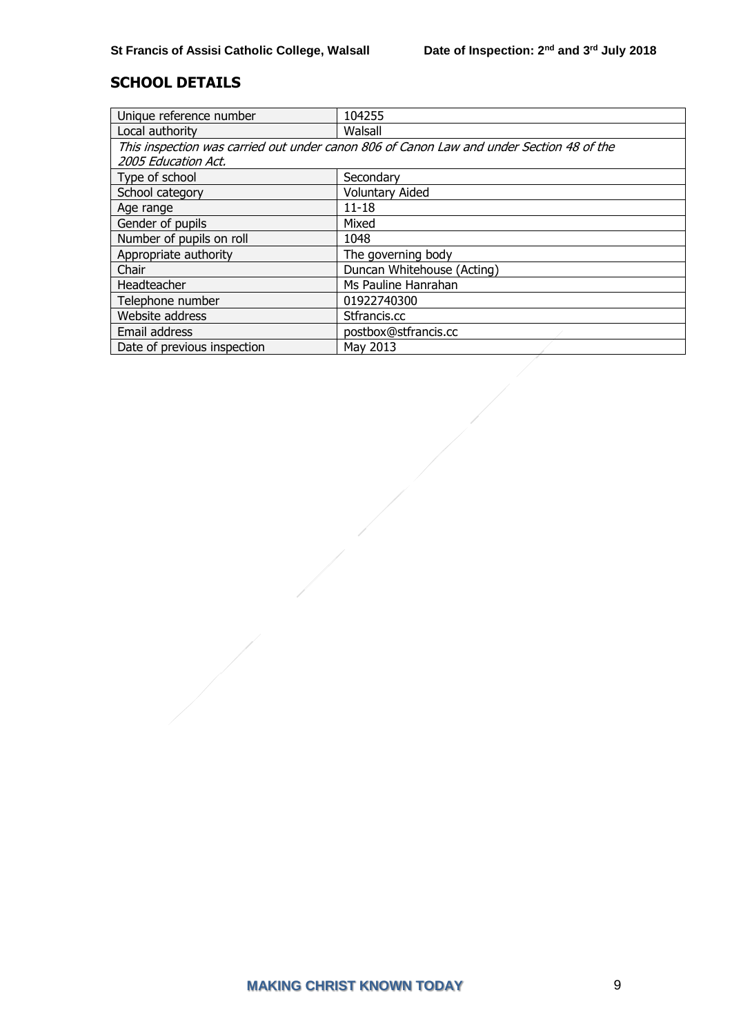## SCHOOL DETAILS

| Unique reference number | 104255 |
|---|---|
| Local authority | Walsall |
| *This inspection was carried out under canon 806 of Canon Law and under Section 48 of the 2005 Education Act.* | |
| Type of school | Secondary |
| School category | Voluntary Aided |
| Age range | 11-18 |
| Gender of pupils | Mixed |
| Number of pupils on roll | 1048 |
| Appropriate authority | The governing body |
| Chair | Duncan Whitehouse (Acting) |
| Headteacher | Ms Pauline Hanrahan |
| Telephone number | 01922740300 |
| Website address | Stfrancis.cc |
| Email address | postbox@stfrancis.cc |
| Date of previous inspection | May 2013 |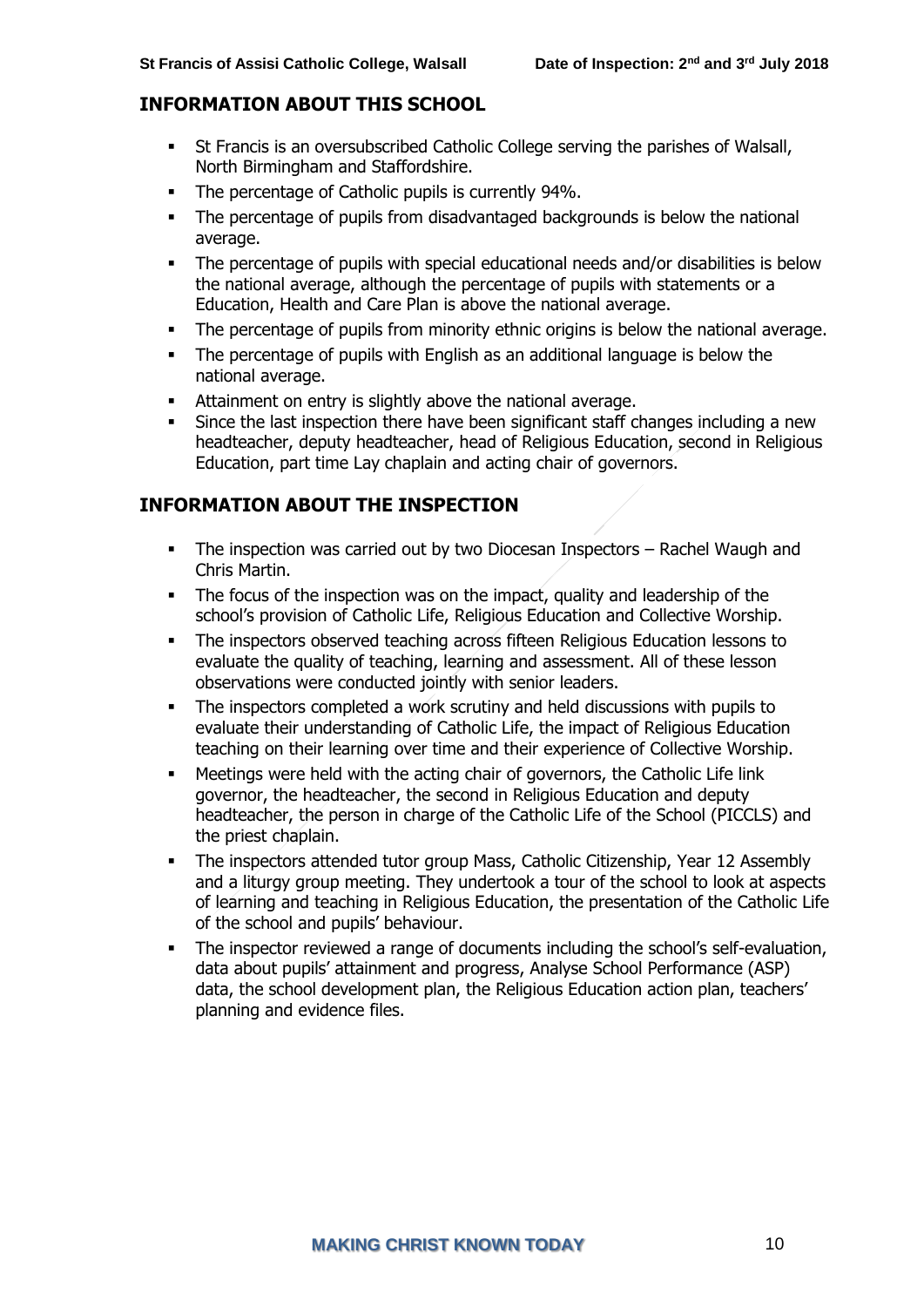## INFORMATION ABOUT THIS SCHOOL

- St Francis is an oversubscribed Catholic College serving the parishes of Walsall, North Birmingham and Staffordshire.
- The percentage of Catholic pupils is currently 94%.
- The percentage of pupils from disadvantaged backgrounds is below the national average.
- The percentage of pupils with special educational needs and/or disabilities is below the national average, although the percentage of pupils with statements or a Education, Health and Care Plan is above the national average.
- The percentage of pupils from minority ethnic origins is below the national average.
- The percentage of pupils with English as an additional language is below the national average.
- Attainment on entry is slightly above the national average.
- Since the last inspection there have been significant staff changes including a new headteacher, deputy headteacher, head of Religious Education, second in Religious Education, part time Lay chaplain and acting chair of governors.

## INFORMATION ABOUT THE INSPECTION

- The inspection was carried out by two Diocesan Inspectors – Rachel Waugh and Chris Martin.
- The focus of the inspection was on the impact, quality and leadership of the school's provision of Catholic Life, Religious Education and Collective Worship.
- The inspectors observed teaching across fifteen Religious Education lessons to evaluate the quality of teaching, learning and assessment. All of these lesson observations were conducted jointly with senior leaders.
- The inspectors completed a work scrutiny and held discussions with pupils to evaluate their understanding of Catholic Life, the impact of Religious Education teaching on their learning over time and their experience of Collective Worship.
- Meetings were held with the acting chair of governors, the Catholic Life link governor, the headteacher, the second in Religious Education and deputy headteacher, the person in charge of the Catholic Life of the School (PICCLS) and the priest chaplain.
- The inspectors attended tutor group Mass, Catholic Citizenship, Year 12 Assembly and a liturgy group meeting. They undertook a tour of the school to look at aspects of learning and teaching in Religious Education, the presentation of the Catholic Life of the school and pupils' behaviour.
- The inspector reviewed a range of documents including the school's self-evaluation, data about pupils' attainment and progress, Analyse School Performance (ASP) data, the school development plan, the Religious Education action plan, teachers' planning and evidence files.